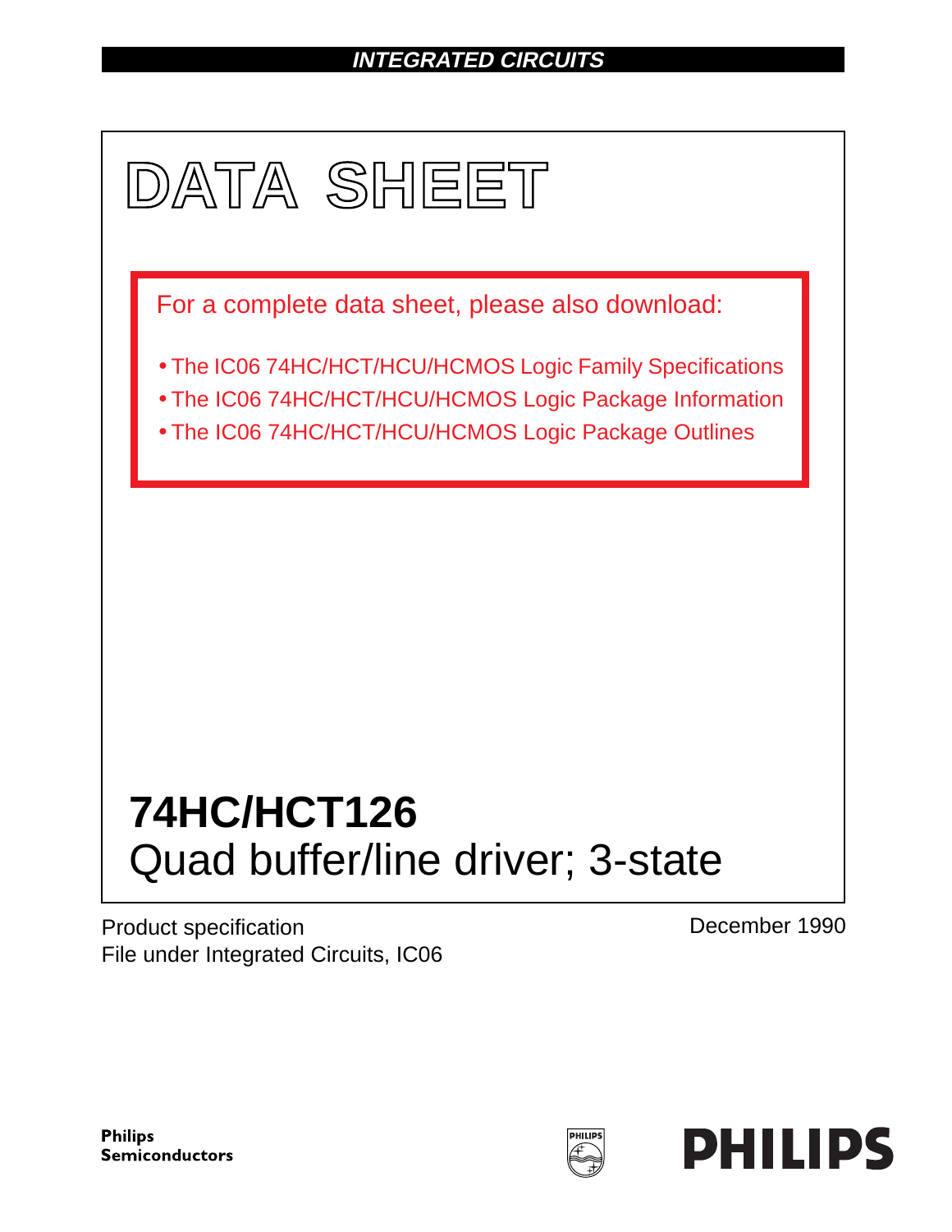**INTEGRATED CIRCUITS**

# DATA SHEET

For a complete data sheet, please also download:

- The IC06 74HC/HCT/HCU/HCMOS Logic Family Specifications
- The IC06 74HC/HCT/HCU/HCMOS Logic Package Information
- The IC06 74HC/HCT/HCU/HCMOS Logic Package Outlines

# 74HC/HCT126

## Quad buffer/line driver; 3-state

Product specification
File under Integrated Circuits, IC06

December 1990

**Philips Semiconductors**

**PHILIPS**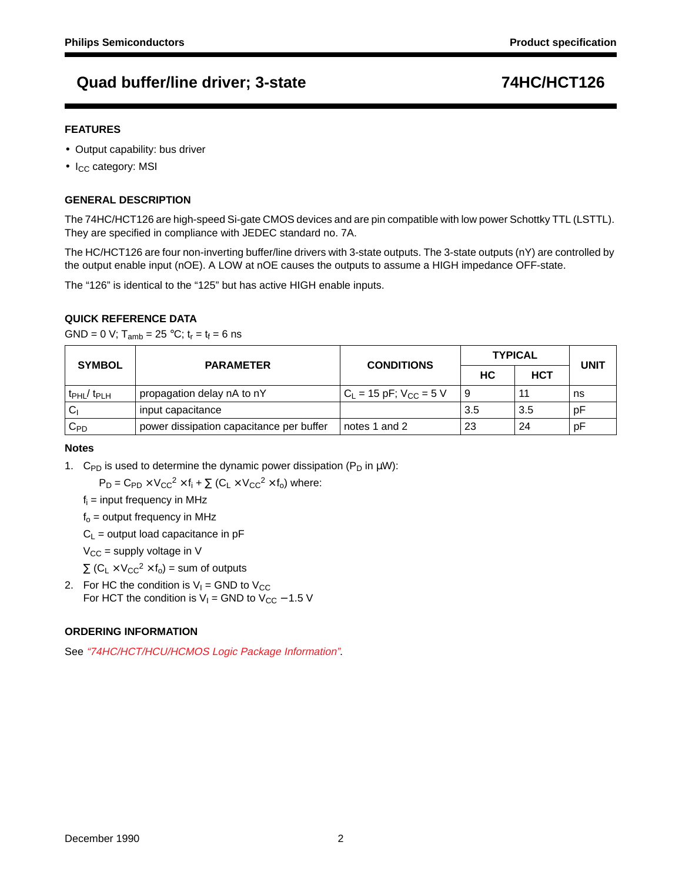# Quad buffer/line driver; 3-state — 74HC/HCT126

## FEATURES

- Output capability: bus driver
- $I_{CC}$ category: MSI

## GENERAL DESCRIPTION

The 74HC/HCT126 are high-speed Si-gate CMOS devices and are pin compatible with low power Schottky TTL (LSTTL). They are specified in compliance with JEDEC standard no. 7A.

The HC/HCT126 are four non-inverting buffer/line drivers with 3-state outputs. The 3-state outputs (nY) are controlled by the output enable input (nOE). A LOW at nOE causes the outputs to assume a HIGH impedance OFF-state.

The "126" is identical to the "125" but has active HIGH enable inputs.

## QUICK REFERENCE DATA

GND = 0 V; $T_{amb}$ = 25 °C; $t_r = t_f$ = 6 ns

| SYMBOL | PARAMETER | CONDITIONS | TYPICAL | | UNIT |
|---|---|---|---|---|---|
| | | | HC | HCT | |
| $t_{PHL}$/ $t_{PLH}$ | propagation delay nA to nY | $C_L$ = 15 pF; $V_{CC}$ = 5 V | 9 | 11 | ns |
| $C_I$ | input capacitance | | 3.5 | 3.5 | pF |
| $C_{PD}$ | power dissipation capacitance per buffer | notes 1 and 2 | 23 | 24 | pF |

### Notes

1. $C_{PD}$ is used to determine the dynamic power dissipation ($P_D$ in μW):

   $P_D = C_{PD} \times V_{CC}^2 \times f_i + \sum (C_L \times V_{CC}^2 \times f_o)$ where:

   $f_i$ = input frequency in MHz

   $f_o$ = output frequency in MHz

   $C_L$ = output load capacitance in pF

   $V_{CC}$ = supply voltage in V

   $\sum (C_L \times V_{CC}^2 \times f_o)$ = sum of outputs

2. For HC the condition is $V_I$ = GND to $V_{CC}$
   For HCT the condition is $V_I$ = GND to $V_{CC}$ − 1.5 V

## ORDERING INFORMATION

See *"74HC/HCT/HCU/HCMOS Logic Package Information"*.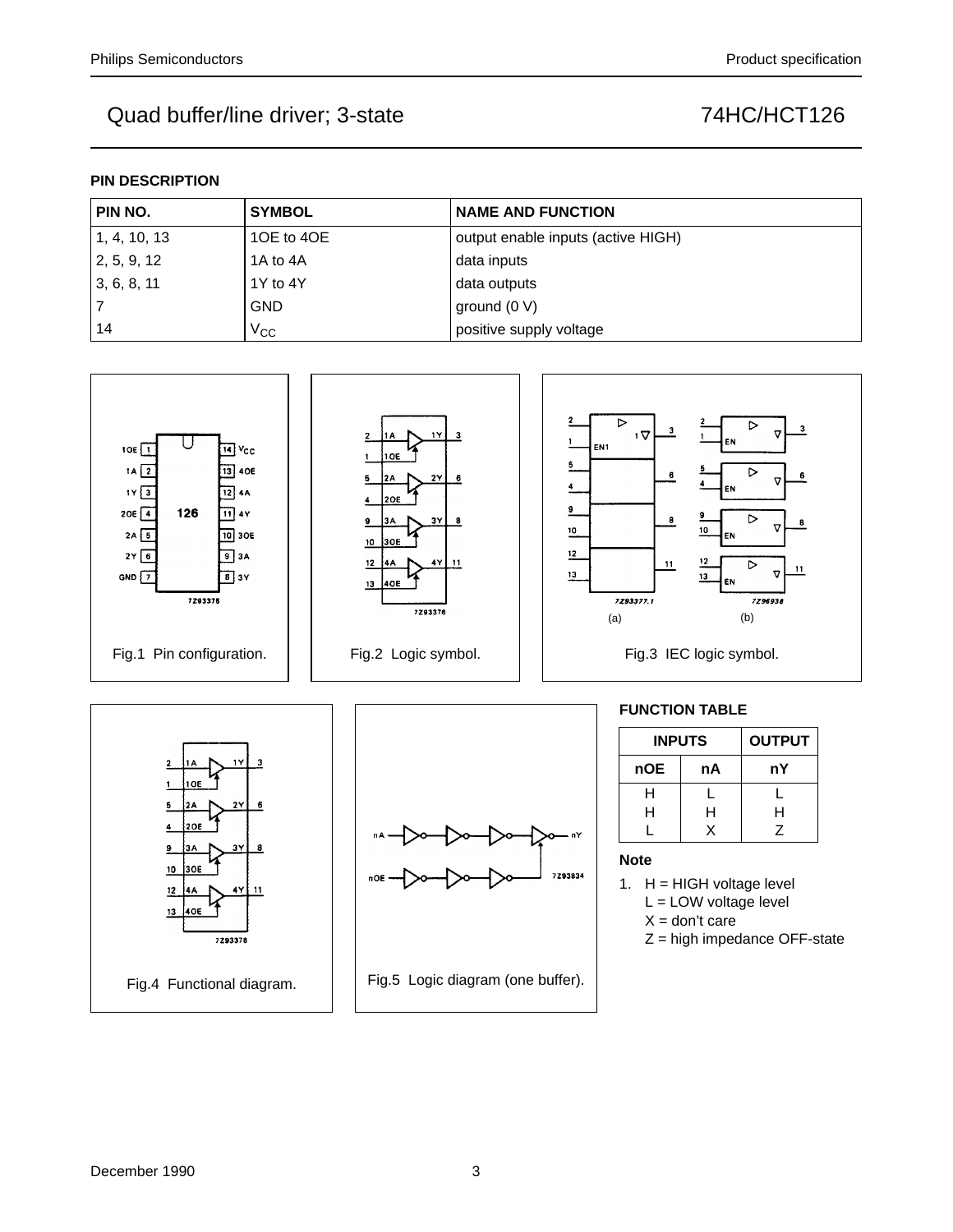## PIN DESCRIPTION

| PIN NO. | SYMBOL | NAME AND FUNCTION |
| --- | --- | --- |
| 1, 4, 10, 13 | 1OE to 4OE | output enable inputs (active HIGH) |
| 2, 5, 9, 12 | 1A to 4A | data inputs |
| 3, 6, 8, 11 | 1Y to 4Y | data outputs |
| 7 | GND | ground (0 V) |
| 14 | $V_{CC}$ | positive supply voltage |

Fig.1 Pin configuration.

Fig.2 Logic symbol.

(a) (b)

Fig.3 IEC logic symbol.

Fig.4 Functional diagram.

Fig.5 Logic diagram (one buffer).

## FUNCTION TABLE

| INPUTS | | OUTPUT |
| --- | --- | --- |
| nOE | nA | nY |
| H | L | L |
| H | H | H |
| L | X | Z |

### Note

1. H = HIGH voltage level
   L = LOW voltage level
   X = don't care
   Z = high impedance OFF-state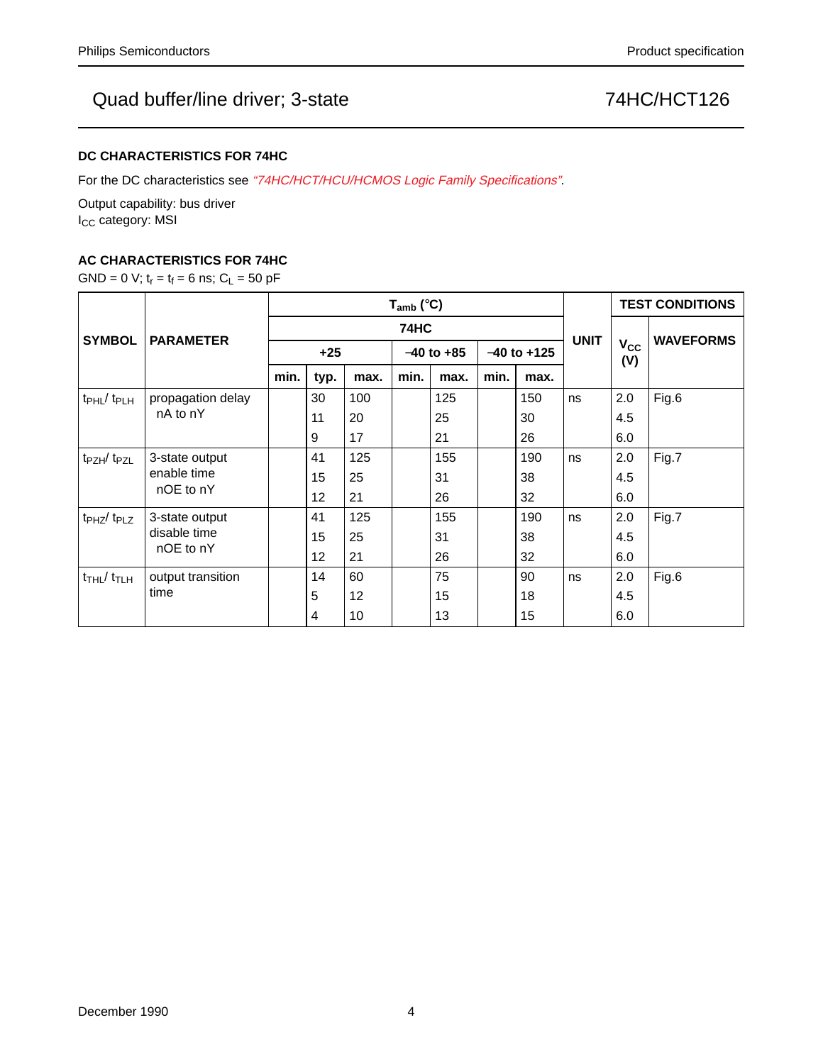### DC CHARACTERISTICS FOR 74HC

For the DC characteristics see *"74HC/HCT/HCU/HCMOS Logic Family Specifications"*.

Output capability: bus driver
$I_{CC}$ category: MSI

### AC CHARACTERISTICS FOR 74HC

GND = 0 V; $t_r = t_f = 6$ ns; $C_L = 50$ pF

| SYMBOL | PARAMETER | $T_{amb}$ (°C) | | | | | | | UNIT | TEST CONDITIONS | |
|---|---|---|---|---|---|---|---|---|---|---|---|
| | | 74HC | | | | | | | | $V_{CC}$ (V) | WAVEFORMS |
| | | +25 | | | −40 to +85 | | −40 to +125 | | | | |
| | | min. | typ. | max. | min. | max. | min. | max. | | | |
| $t_{PHL}$/ $t_{PLH}$ | propagation delay nA to nY | | 30 | 100 | | 125 | | 150 | ns | 2.0 | Fig.6 |
| | | | 11 | 20 | | 25 | | 30 | | 4.5 | |
| | | | 9 | 17 | | 21 | | 26 | | 6.0 | |
| $t_{PZH}$/ $t_{PZL}$ | 3-state output enable time nOE to nY | | 41 | 125 | | 155 | | 190 | ns | 2.0 | Fig.7 |
| | | | 15 | 25 | | 31 | | 38 | | 4.5 | |
| | | | 12 | 21 | | 26 | | 32 | | 6.0 | |
| $t_{PHZ}$/ $t_{PLZ}$ | 3-state output disable time nOE to nY | | 41 | 125 | | 155 | | 190 | ns | 2.0 | Fig.7 |
| | | | 15 | 25 | | 31 | | 38 | | 4.5 | |
| | | | 12 | 21 | | 26 | | 32 | | 6.0 | |
| $t_{THL}$/ $t_{TLH}$ | output transition time | | 14 | 60 | | 75 | | 90 | ns | 2.0 | Fig.6 |
| | | | 5 | 12 | | 15 | | 18 | | 4.5 | |
| | | | 4 | 10 | | 13 | | 15 | | 6.0 | |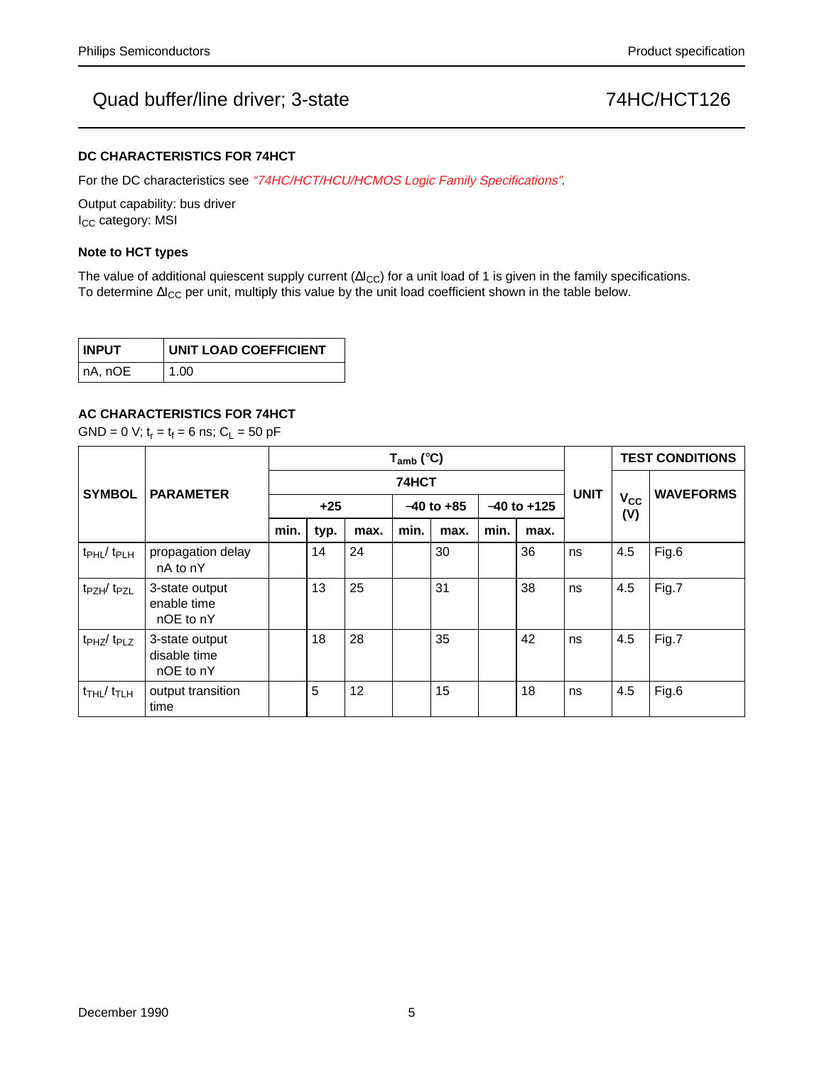# Quad buffer/line driver; 3-state — 74HC/HCT126

### DC CHARACTERISTICS FOR 74HCT

For the DC characteristics see *"74HC/HCT/HCU/HCMOS Logic Family Specifications"*.

Output capability: bus driver
$I_{CC}$ category: MSI

### Note to HCT types

The value of additional quiescent supply current ($\Delta I_{CC}$) for a unit load of 1 is given in the family specifications.
To determine $\Delta I_{CC}$ per unit, multiply this value by the unit load coefficient shown in the table below.

| INPUT | UNIT LOAD COEFFICIENT |
|---|---|
| nA, nOE | 1.00 |

### AC CHARACTERISTICS FOR 74HCT

GND = 0 V; $t_r = t_f = 6$ ns; $C_L = 50$ pF

| SYMBOL | PARAMETER | $T_{amb}$ (°C) 74HCT +25 min. | typ. | max. | −40 to +85 min. | max. | −40 to +125 min. | max. | UNIT | TEST CONDITIONS $V_{CC}$ (V) | WAVEFORMS |
|---|---|---|---|---|---|---|---|---|---|---|---|
| $t_{PHL}$/ $t_{PLH}$ | propagation delay nA to nY | | 14 | 24 | | 30 | | 36 | ns | 4.5 | Fig.6 |
| $t_{PZH}$/ $t_{PZL}$ | 3-state output enable time nOE to nY | | 13 | 25 | | 31 | | 38 | ns | 4.5 | Fig.7 |
| $t_{PHZ}$/ $t_{PLZ}$ | 3-state output disable time nOE to nY | | 18 | 28 | | 35 | | 42 | ns | 4.5 | Fig.7 |
| $t_{THL}$/ $t_{TLH}$ | output transition time | | 5 | 12 | | 15 | | 18 | ns | 4.5 | Fig.6 |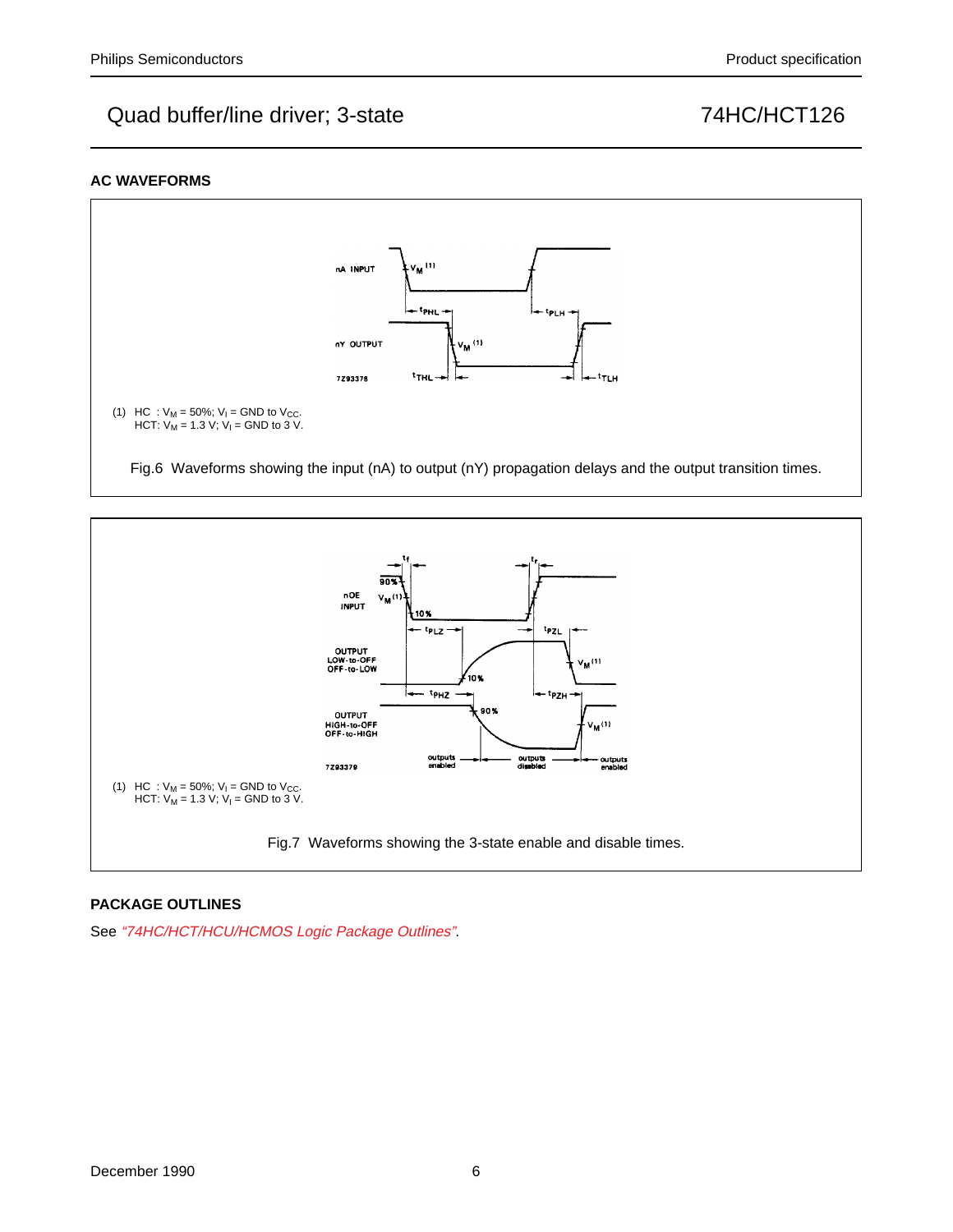## AC WAVEFORMS

nA INPUT

$V_M$ (1)

$t_{PHL}$

$t_{PLH}$

nY OUTPUT

$V_M$ (1)

7Z93378

$t_{THL}$

$t_{TLH}$

(1) HC : $V_M$ = 50%; $V_I$ = GND to $V_{CC}$.
HCT: $V_M$ = 1.3 V; $V_I$ = GND to 3 V.

Fig.6 Waveforms showing the input (nA) to output (nY) propagation delays and the output transition times.

$t_f$

$t_r$

90%

nOE INPUT

$V_M$ (1)

10%

$t_{PLZ}$

$t_{PZL}$

OUTPUT LOW-to-OFF OFF-to-LOW

$V_M$ (1)

10%

$t_{PHZ}$

$t_{PZH}$

OUTPUT HIGH-to-OFF OFF-to-HIGH

90%

$V_M$ (1)

outputs enabled

outputs disabled

outputs enabled

7Z93379

(1) HC : $V_M$ = 50%; $V_I$ = GND to $V_{CC}$.
HCT: $V_M$ = 1.3 V; $V_I$ = GND to 3 V.

Fig.7 Waveforms showing the 3-state enable and disable times.

## PACKAGE OUTLINES

See *"74HC/HCT/HCU/HCMOS Logic Package Outlines"*.